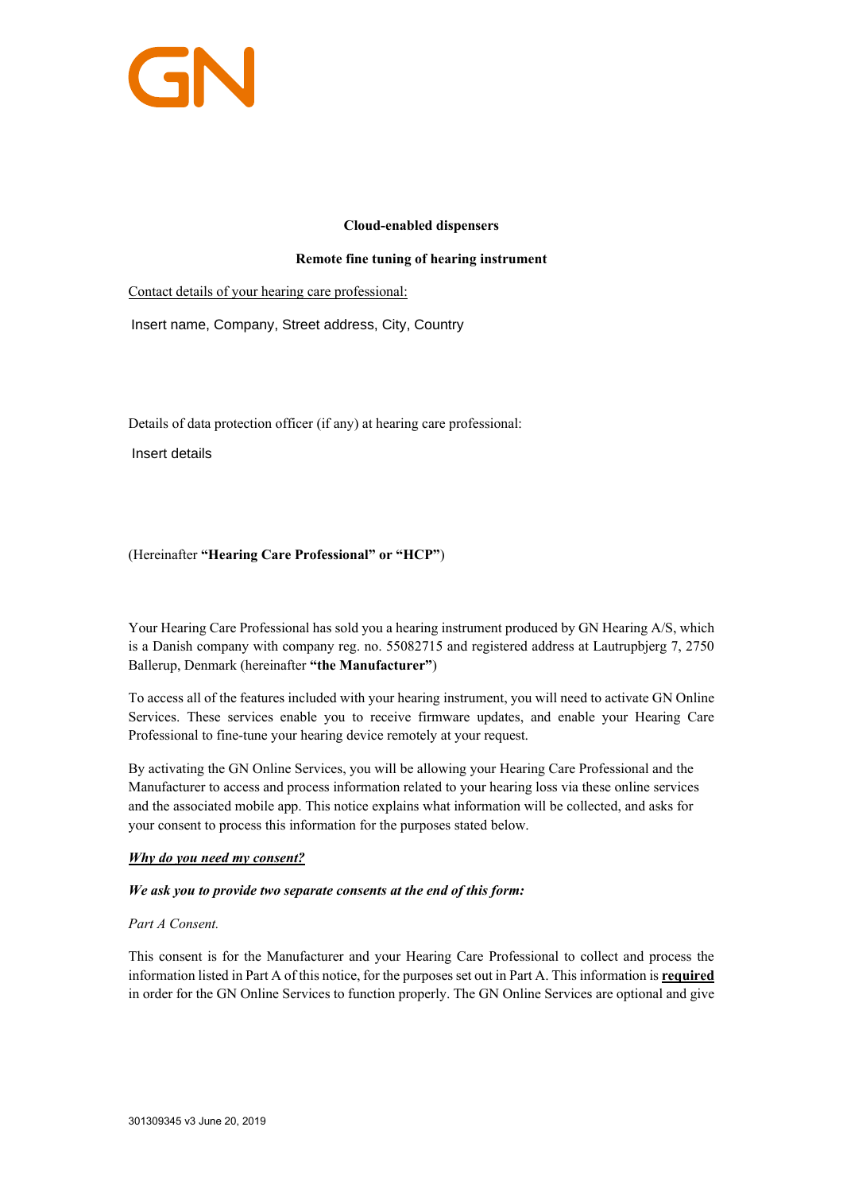**Cloud-enabled dispensers**

**Remote fine tuning of hearing instrument**

Contact details of your hearing care professional:

Insert name, Company, Street address, City, Country

Details of data protection officer (if any) at hearing care professional:

Insert details

(Hereinafter **"Hearing Care Professional" or "HCP"**)

Your Hearing Care Professional has sold you a hearing instrument produced by GN Hearing A/S, which is a Danish company with company reg. no. 55082715 and registered address at Lautrupbjerg 7, 2750 Ballerup, Denmark (hereinafter **"the Manufacturer"**)

To access all of the features included with your hearing instrument, you will need to activate GN Online Services. These services enable you to receive firmware updates, and enable your Hearing Care Professional to fine-tune your hearing device remotely at your request.

By activating the GN Online Services, you will be allowing your Hearing Care Professional and the Manufacturer to access and process information related to your hearing loss via these online services and the associated mobile app. This notice explains what information will be collected, and asks for your consent to process this information for the purposes stated below.

***Why do you need my consent?***

***We ask you to provide two separate consents at the end of this form:***

*Part A Consent.*

This consent is for the Manufacturer and your Hearing Care Professional to collect and process the information listed in Part A of this notice, for the purposes set out in Part A. This information is **required** in order for the GN Online Services to function properly. The GN Online Services are optional and give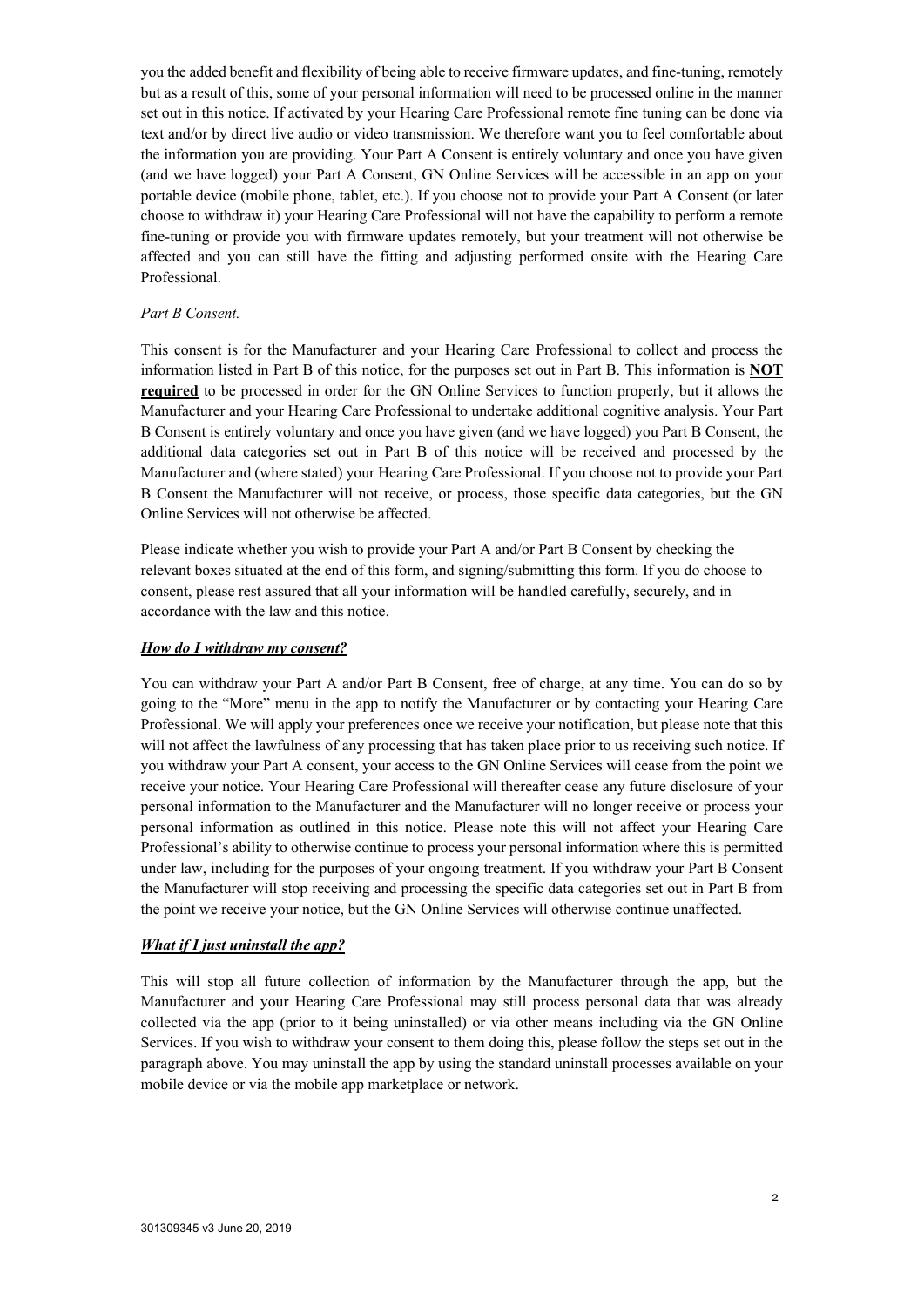you the added benefit and flexibility of being able to receive firmware updates, and fine-tuning, remotely but as a result of this, some of your personal information will need to be processed online in the manner set out in this notice. If activated by your Hearing Care Professional remote fine tuning can be done via text and/or by direct live audio or video transmission. We therefore want you to feel comfortable about the information you are providing. Your Part A Consent is entirely voluntary and once you have given (and we have logged) your Part A Consent, GN Online Services will be accessible in an app on your portable device (mobile phone, tablet, etc.). If you choose not to provide your Part A Consent (or later choose to withdraw it) your Hearing Care Professional will not have the capability to perform a remote fine-tuning or provide you with firmware updates remotely, but your treatment will not otherwise be affected and you can still have the fitting and adjusting performed onsite with the Hearing Care Professional.

*Part B Consent.*

This consent is for the Manufacturer and your Hearing Care Professional to collect and process the information listed in Part B of this notice, for the purposes set out in Part B. This information is **NOT required** to be processed in order for the GN Online Services to function properly, but it allows the Manufacturer and your Hearing Care Professional to undertake additional cognitive analysis. Your Part B Consent is entirely voluntary and once you have given (and we have logged) you Part B Consent, the additional data categories set out in Part B of this notice will be received and processed by the Manufacturer and (where stated) your Hearing Care Professional. If you choose not to provide your Part B Consent the Manufacturer will not receive, or process, those specific data categories, but the GN Online Services will not otherwise be affected.

Please indicate whether you wish to provide your Part A and/or Part B Consent by checking the relevant boxes situated at the end of this form, and signing/submitting this form. If you do choose to consent, please rest assured that all your information will be handled carefully, securely, and in accordance with the law and this notice.

***How do I withdraw my consent?***

You can withdraw your Part A and/or Part B Consent, free of charge, at any time. You can do so by going to the "More" menu in the app to notify the Manufacturer or by contacting your Hearing Care Professional. We will apply your preferences once we receive your notification, but please note that this will not affect the lawfulness of any processing that has taken place prior to us receiving such notice. If you withdraw your Part A consent, your access to the GN Online Services will cease from the point we receive your notice. Your Hearing Care Professional will thereafter cease any future disclosure of your personal information to the Manufacturer and the Manufacturer will no longer receive or process your personal information as outlined in this notice. Please note this will not affect your Hearing Care Professional's ability to otherwise continue to process your personal information where this is permitted under law, including for the purposes of your ongoing treatment. If you withdraw your Part B Consent the Manufacturer will stop receiving and processing the specific data categories set out in Part B from the point we receive your notice, but the GN Online Services will otherwise continue unaffected.

***What if I just uninstall the app?***

This will stop all future collection of information by the Manufacturer through the app, but the Manufacturer and your Hearing Care Professional may still process personal data that was already collected via the app (prior to it being uninstalled) or via other means including via the GN Online Services. If you wish to withdraw your consent to them doing this, please follow the steps set out in the paragraph above. You may uninstall the app by using the standard uninstall processes available on your mobile device or via the mobile app marketplace or network.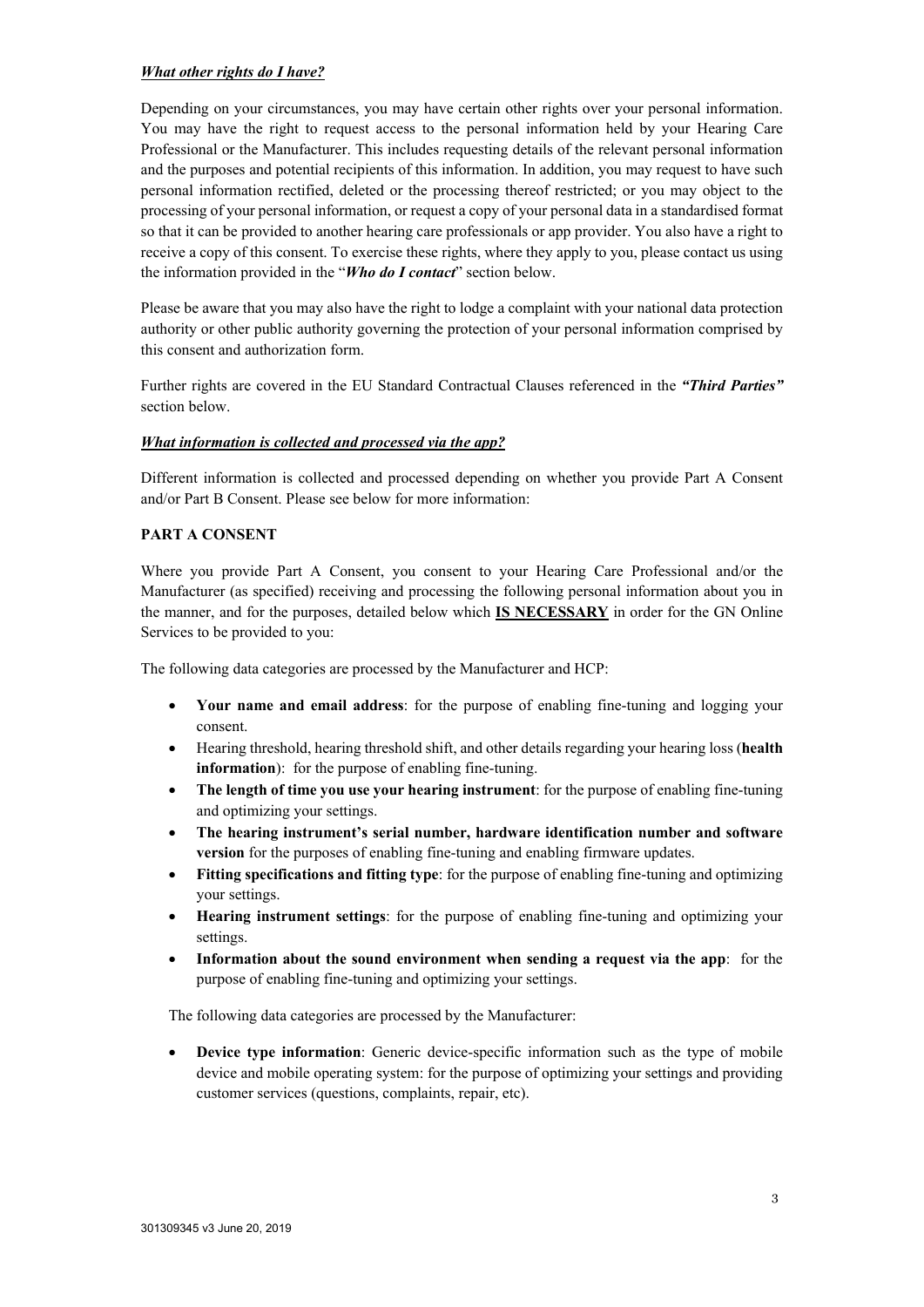***What other rights do I have?***

Depending on your circumstances, you may have certain other rights over your personal information. You may have the right to request access to the personal information held by your Hearing Care Professional or the Manufacturer. This includes requesting details of the relevant personal information and the purposes and potential recipients of this information. In addition, you may request to have such personal information rectified, deleted or the processing thereof restricted; or you may object to the processing of your personal information, or request a copy of your personal data in a standardised format so that it can be provided to another hearing care professionals or app provider. You also have a right to receive a copy of this consent. To exercise these rights, where they apply to you, please contact us using the information provided in the "***Who do I contact***" section below.

Please be aware that you may also have the right to lodge a complaint with your national data protection authority or other public authority governing the protection of your personal information comprised by this consent and authorization form.

Further rights are covered in the EU Standard Contractual Clauses referenced in the ***"Third Parties"*** section below.

***What information is collected and processed via the app?***

Different information is collected and processed depending on whether you provide Part A Consent and/or Part B Consent. Please see below for more information:

**PART A CONSENT**

Where you provide Part A Consent, you consent to your Hearing Care Professional and/or the Manufacturer (as specified) receiving and processing the following personal information about you in the manner, and for the purposes, detailed below which **IS NECESSARY** in order for the GN Online Services to be provided to you:

The following data categories are processed by the Manufacturer and HCP:

- **Your name and email address**: for the purpose of enabling fine-tuning and logging your consent.
- Hearing threshold, hearing threshold shift, and other details regarding your hearing loss (**health information**): for the purpose of enabling fine-tuning.
- **The length of time you use your hearing instrument**: for the purpose of enabling fine-tuning and optimizing your settings.
- **The hearing instrument's serial number, hardware identification number and software version** for the purposes of enabling fine-tuning and enabling firmware updates.
- **Fitting specifications and fitting type**: for the purpose of enabling fine-tuning and optimizing your settings.
- **Hearing instrument settings**: for the purpose of enabling fine-tuning and optimizing your settings.
- **Information about the sound environment when sending a request via the app**: for the purpose of enabling fine-tuning and optimizing your settings.

The following data categories are processed by the Manufacturer:

- **Device type information**: Generic device-specific information such as the type of mobile device and mobile operating system: for the purpose of optimizing your settings and providing customer services (questions, complaints, repair, etc).

301309345 v3 June 20, 2019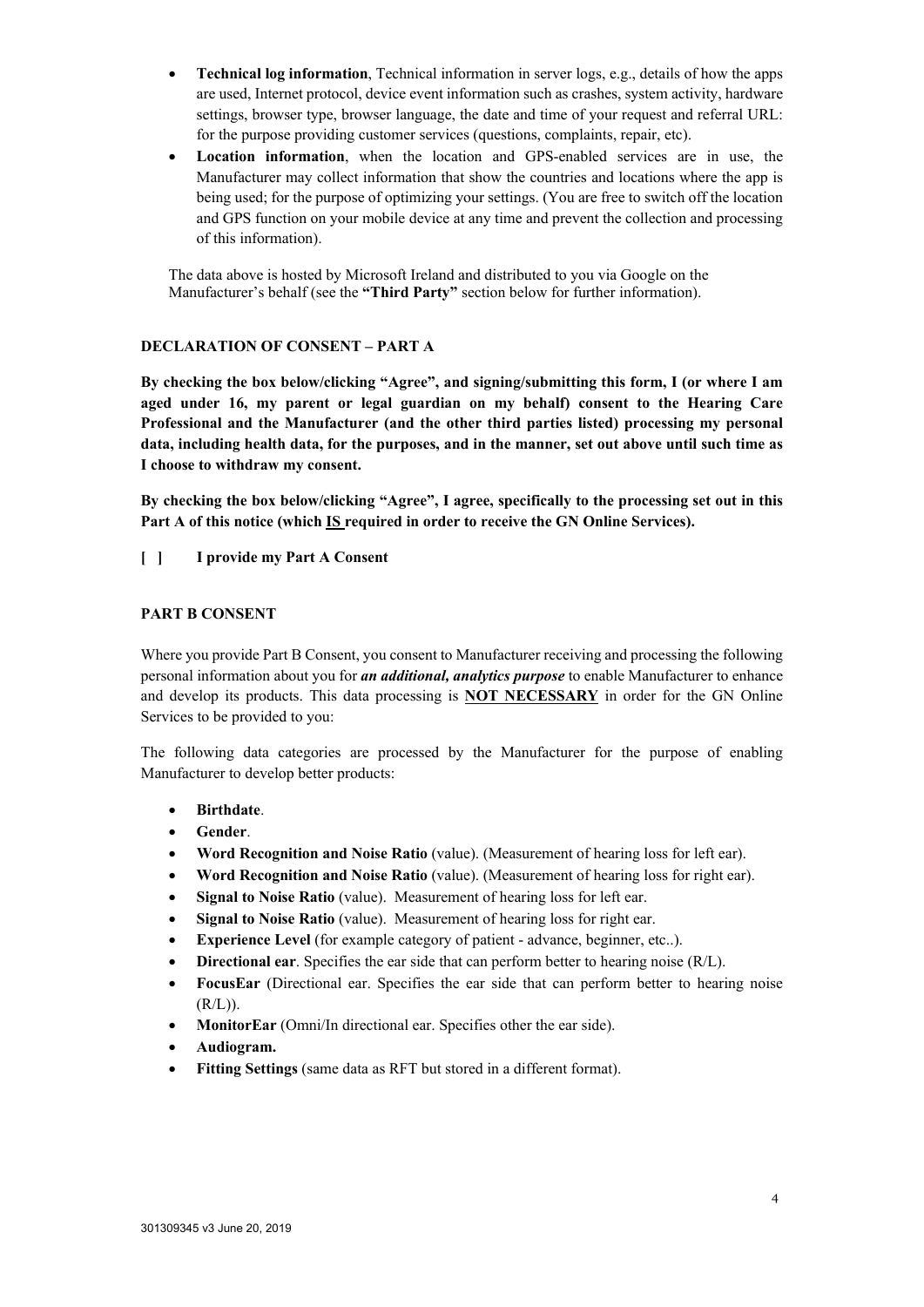- **Technical log information**, Technical information in server logs, e.g., details of how the apps are used, Internet protocol, device event information such as crashes, system activity, hardware settings, browser type, browser language, the date and time of your request and referral URL: for the purpose providing customer services (questions, complaints, repair, etc).
- **Location information**, when the location and GPS-enabled services are in use, the Manufacturer may collect information that show the countries and locations where the app is being used; for the purpose of optimizing your settings. (You are free to switch off the location and GPS function on your mobile device at any time and prevent the collection and processing of this information).

The data above is hosted by Microsoft Ireland and distributed to you via Google on the Manufacturer's behalf (see the **"Third Party"** section below for further information).

**DECLARATION OF CONSENT – PART A**

**By checking the box below/clicking "Agree", and signing/submitting this form, I (or where I am aged under 16, my parent or legal guardian on my behalf) consent to the Hearing Care Professional and the Manufacturer (and the other third parties listed) processing my personal data, including health data, for the purposes, and in the manner, set out above until such time as I choose to withdraw my consent.**

**By checking the box below/clicking "Agree", I agree, specifically to the processing set out in this Part A of this notice (which <u>IS</u> required in order to receive the GN Online Services).**

**[ ] I provide my Part A Consent**

**PART B CONSENT**

Where you provide Part B Consent, you consent to Manufacturer receiving and processing the following personal information about you for ***an additional, analytics purpose*** to enable Manufacturer to enhance and develop its products. This data processing is **<u>NOT NECESSARY</u>** in order for the GN Online Services to be provided to you:

The following data categories are processed by the Manufacturer for the purpose of enabling Manufacturer to develop better products:

- **Birthdate**.
- **Gender**.
- **Word Recognition and Noise Ratio** (value). (Measurement of hearing loss for left ear).
- **Word Recognition and Noise Ratio** (value). (Measurement of hearing loss for right ear).
- **Signal to Noise Ratio** (value). Measurement of hearing loss for left ear.
- **Signal to Noise Ratio** (value). Measurement of hearing loss for right ear.
- **Experience Level** (for example category of patient - advance, beginner, etc..).
- **Directional ear**. Specifies the ear side that can perform better to hearing noise (R/L).
- **FocusEar** (Directional ear. Specifies the ear side that can perform better to hearing noise (R/L)).
- **MonitorEar** (Omni/In directional ear. Specifies other the ear side).
- **Audiogram.**
- **Fitting Settings** (same data as RFT but stored in a different format).

301309345 v3 June 20, 2019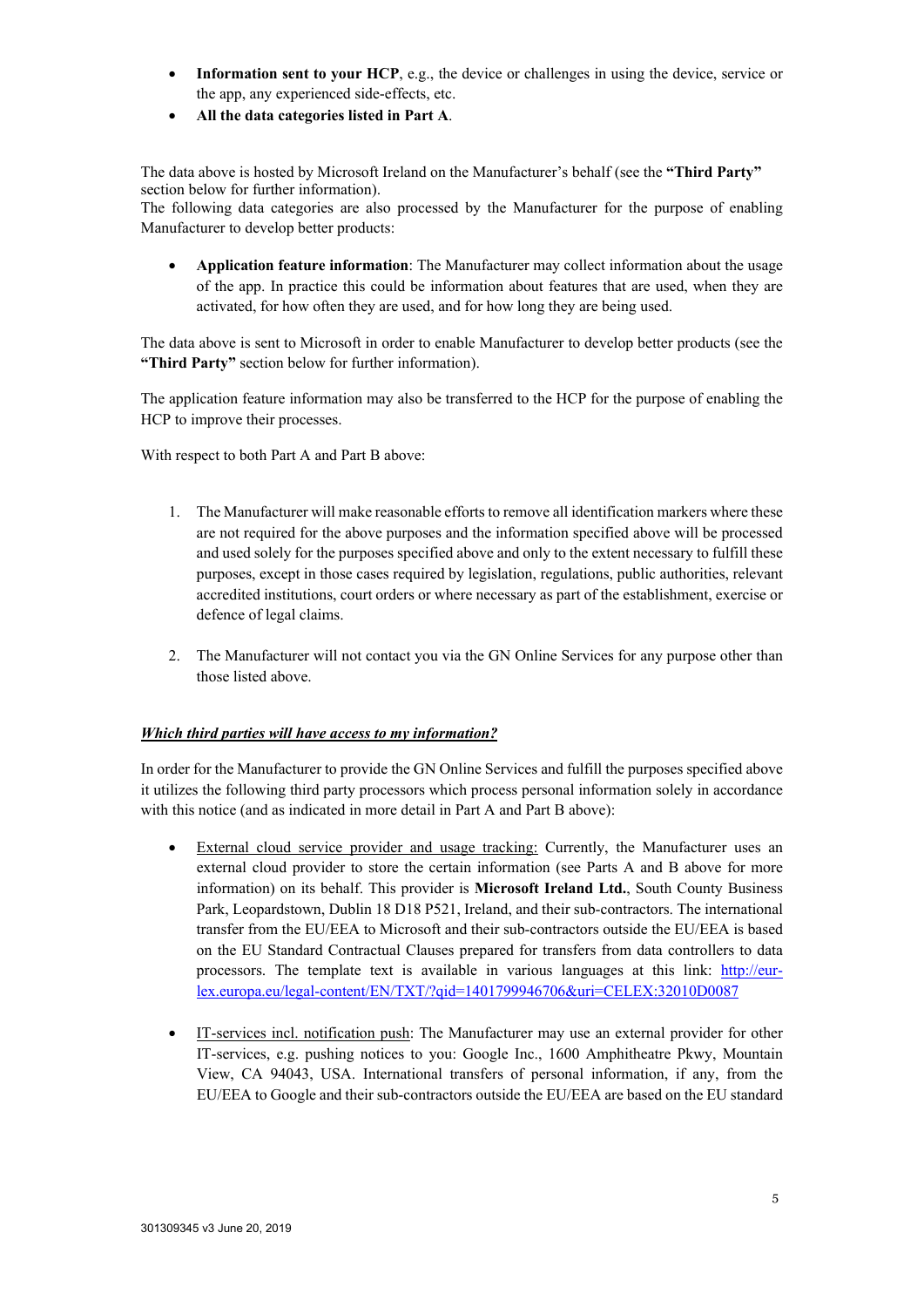- **Information sent to your HCP**, e.g., the device or challenges in using the device, service or the app, any experienced side-effects, etc.
- **All the data categories listed in Part A**.

The data above is hosted by Microsoft Ireland on the Manufacturer's behalf (see the **"Third Party"** section below for further information).
The following data categories are also processed by the Manufacturer for the purpose of enabling Manufacturer to develop better products:

- **Application feature information**: The Manufacturer may collect information about the usage of the app. In practice this could be information about features that are used, when they are activated, for how often they are used, and for how long they are being used.

The data above is sent to Microsoft in order to enable Manufacturer to develop better products (see the **"Third Party"** section below for further information).

The application feature information may also be transferred to the HCP for the purpose of enabling the HCP to improve their processes.

With respect to both Part A and Part B above:

1. The Manufacturer will make reasonable efforts to remove all identification markers where these are not required for the above purposes and the information specified above will be processed and used solely for the purposes specified above and only to the extent necessary to fulfill these purposes, except in those cases required by legislation, regulations, public authorities, relevant accredited institutions, court orders or where necessary as part of the establishment, exercise or defence of legal claims.

2. The Manufacturer will not contact you via the GN Online Services for any purpose other than those listed above.

***Which third parties will have access to my information?***

In order for the Manufacturer to provide the GN Online Services and fulfill the purposes specified above it utilizes the following third party processors which process personal information solely in accordance with this notice (and as indicated in more detail in Part A and Part B above):

- External cloud service provider and usage tracking: Currently, the Manufacturer uses an external cloud provider to store the certain information (see Parts A and B above for more information) on its behalf. This provider is **Microsoft Ireland Ltd.**, South County Business Park, Leopardstown, Dublin 18 D18 P521, Ireland, and their sub-contractors. The international transfer from the EU/EEA to Microsoft and their sub-contractors outside the EU/EEA is based on the EU Standard Contractual Clauses prepared for transfers from data controllers to data processors. The template text is available in various languages at this link: [http://eur-lex.europa.eu/legal-content/EN/TXT/?qid=1401799946706&uri=CELEX:32010D0087](http://eur-lex.europa.eu/legal-content/EN/TXT/?qid=1401799946706&uri=CELEX:32010D0087)

- IT-services incl. notification push: The Manufacturer may use an external provider for other IT-services, e.g. pushing notices to you: Google Inc., 1600 Amphitheatre Pkwy, Mountain View, CA 94043, USA. International transfers of personal information, if any, from the EU/EEA to Google and their sub-contractors outside the EU/EEA are based on the EU standard

301309345 v3 June 20, 2019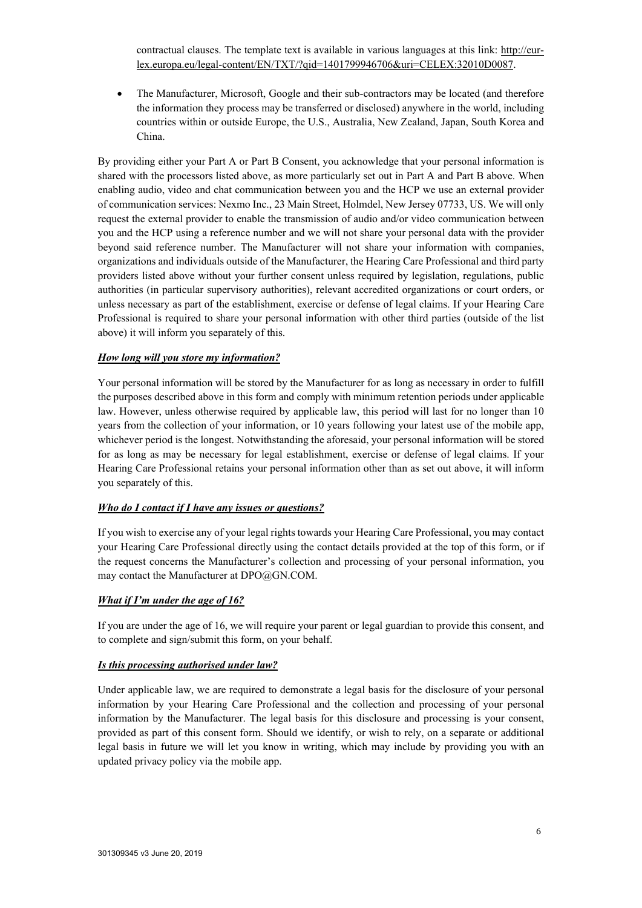contractual clauses. The template text is available in various languages at this link: [http://eur-lex.europa.eu/legal-content/EN/TXT/?qid=1401799946706&uri=CELEX:32010D0087](http://eur-lex.europa.eu/legal-content/EN/TXT/?qid=1401799946706&uri=CELEX:32010D0087).

- The Manufacturer, Microsoft, Google and their sub-contractors may be located (and therefore the information they process may be transferred or disclosed) anywhere in the world, including countries within or outside Europe, the U.S., Australia, New Zealand, Japan, South Korea and China.

By providing either your Part A or Part B Consent, you acknowledge that your personal information is shared with the processors listed above, as more particularly set out in Part A and Part B above. When enabling audio, video and chat communication between you and the HCP we use an external provider of communication services: Nexmo Inc., 23 Main Street, Holmdel, New Jersey 07733, US. We will only request the external provider to enable the transmission of audio and/or video communication between you and the HCP using a reference number and we will not share your personal data with the provider beyond said reference number. The Manufacturer will not share your information with companies, organizations and individuals outside of the Manufacturer, the Hearing Care Professional and third party providers listed above without your further consent unless required by legislation, regulations, public authorities (in particular supervisory authorities), relevant accredited organizations or court orders, or unless necessary as part of the establishment, exercise or defense of legal claims. If your Hearing Care Professional is required to share your personal information with other third parties (outside of the list above) it will inform you separately of this.

***How long will you store my information?***

Your personal information will be stored by the Manufacturer for as long as necessary in order to fulfill the purposes described above in this form and comply with minimum retention periods under applicable law. However, unless otherwise required by applicable law, this period will last for no longer than 10 years from the collection of your information, or 10 years following your latest use of the mobile app, whichever period is the longest. Notwithstanding the aforesaid, your personal information will be stored for as long as may be necessary for legal establishment, exercise or defense of legal claims. If your Hearing Care Professional retains your personal information other than as set out above, it will inform you separately of this.

***Who do I contact if I have any issues or questions?***

If you wish to exercise any of your legal rights towards your Hearing Care Professional, you may contact your Hearing Care Professional directly using the contact details provided at the top of this form, or if the request concerns the Manufacturer's collection and processing of your personal information, you may contact the Manufacturer at DPO@GN.COM.

***What if I'm under the age of 16?***

If you are under the age of 16, we will require your parent or legal guardian to provide this consent, and to complete and sign/submit this form, on your behalf.

***Is this processing authorised under law?***

Under applicable law, we are required to demonstrate a legal basis for the disclosure of your personal information by your Hearing Care Professional and the collection and processing of your personal information by the Manufacturer. The legal basis for this disclosure and processing is your consent, provided as part of this consent form. Should we identify, or wish to rely, on a separate or additional legal basis in future we will let you know in writing, which may include by providing you with an updated privacy policy via the mobile app.

301309345 v3 June 20, 2019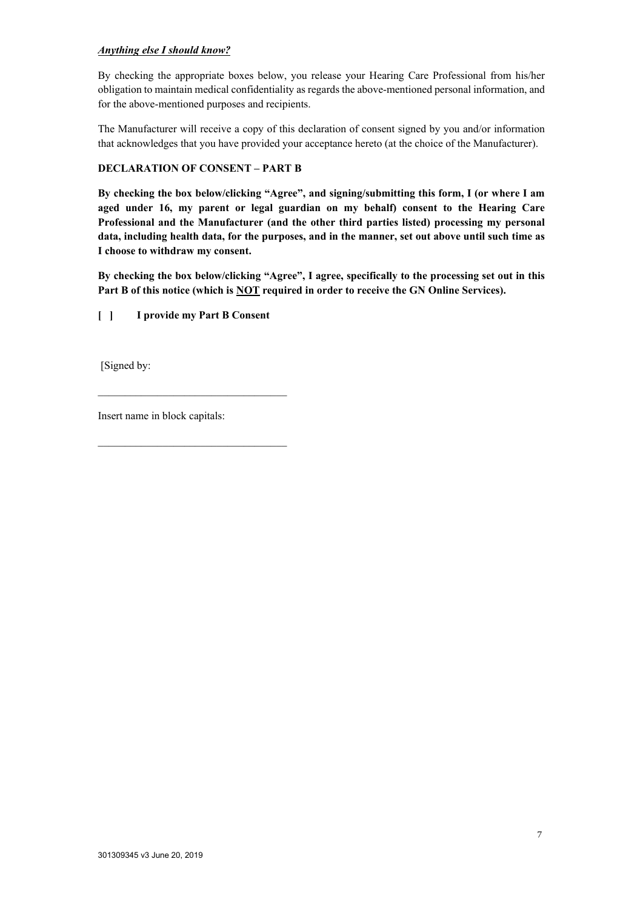***Anything else I should know?***

By checking the appropriate boxes below, you release your Hearing Care Professional from his/her obligation to maintain medical confidentiality as regards the above-mentioned personal information, and for the above-mentioned purposes and recipients.

The Manufacturer will receive a copy of this declaration of consent signed by you and/or information that acknowledges that you have provided your acceptance hereto (at the choice of the Manufacturer).

**DECLARATION OF CONSENT – PART B**

**By checking the box below/clicking "Agree", and signing/submitting this form, I (or where I am aged under 16, my parent or legal guardian on my behalf) consent to the Hearing Care Professional and the Manufacturer (and the other third parties listed) processing my personal data, including health data, for the purposes, and in the manner, set out above until such time as I choose to withdraw my consent.**

**By checking the box below/clicking "Agree", I agree, specifically to the processing set out in this Part B of this notice (which is <u>NOT</u> required in order to receive the GN Online Services).**

**[ ] I provide my Part B Consent**

[Signed by:

\_\_\_\_\_\_\_\_\_\_\_\_\_\_\_\_\_\_\_\_\_\_\_\_\_\_\_\_\_\_\_\_\_\_

Insert name in block capitals:

\_\_\_\_\_\_\_\_\_\_\_\_\_\_\_\_\_\_\_\_\_\_\_\_\_\_\_\_\_\_\_\_\_\_

301309345 v3 June 20, 2019